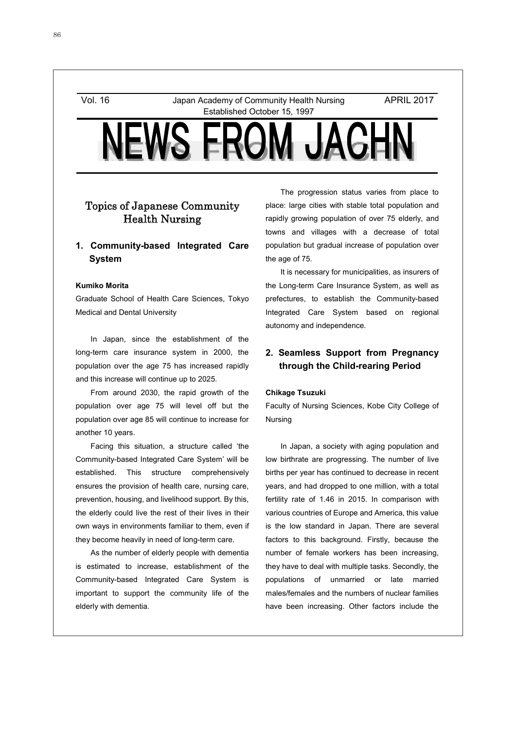Vol. 16 Japan Academy of Community Health Nursing APRIL 2017

Established October 15, 1997

# NEWS FROM JACHN

## Topics of Japanese Community Health Nursing

### 1. Community-based Integrated Care System

**Kumiko Morita**

Graduate School of Health Care Sciences, Tokyo Medical and Dental University

In Japan, since the establishment of the long-term care insurance system in 2000, the population over the age 75 has increased rapidly and this increase will continue up to 2025.

From around 2030, the rapid growth of the population over age 75 will level off but the population over age 85 will continue to increase for another 10 years.

Facing this situation, a structure called 'the Community-based Integrated Care System' will be established. This structure comprehensively ensures the provision of health care, nursing care, prevention, housing, and livelihood support. By this, the elderly could live the rest of their lives in their own ways in environments familiar to them, even if they become heavily in need of long-term care.

As the number of elderly people with dementia is estimated to increase, establishment of the Community-based Integrated Care System is important to support the community life of the elderly with dementia.

The progression status varies from place to place: large cities with stable total population and rapidly growing population of over 75 elderly, and towns and villages with a decrease of total population but gradual increase of population over the age of 75.

It is necessary for municipalities, as insurers of the Long-term Care Insurance System, as well as prefectures, to establish the Community-based Integrated Care System based on regional autonomy and independence.

### 2. Seamless Support from Pregnancy through the Child-rearing Period

**Chikage Tsuzuki**

Faculty of Nursing Sciences, Kobe City College of Nursing

In Japan, a society with aging population and low birthrate are progressing. The number of live births per year has continued to decrease in recent years, and had dropped to one million, with a total fertility rate of 1.46 in 2015. In comparison with various countries of Europe and America, this value is the low standard in Japan. There are several factors to this background. Firstly, because the number of female workers has been increasing, they have to deal with multiple tasks. Secondly, the populations of unmarried or late married males/females and the numbers of nuclear families have been increasing. Other factors include the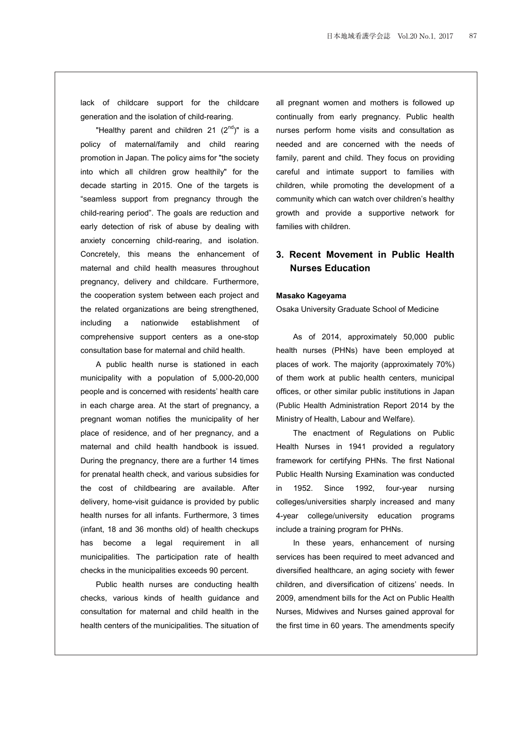lack of childcare support for the childcare generation and the isolation of child-rearing.

"Healthy parent and children 21 (2$^{nd}$)" is a policy of maternal/family and child rearing promotion in Japan. The policy aims for "the society into which all children grow healthily" for the decade starting in 2015. One of the targets is "seamless support from pregnancy through the child-rearing period". The goals are reduction and early detection of risk of abuse by dealing with anxiety concerning child-rearing, and isolation. Concretely, this means the enhancement of maternal and child health measures throughout pregnancy, delivery and childcare. Furthermore, the cooperation system between each project and the related organizations are being strengthened, including a nationwide establishment of comprehensive support centers as a one-stop consultation base for maternal and child health.

A public health nurse is stationed in each municipality with a population of 5,000-20,000 people and is concerned with residents' health care in each charge area. At the start of pregnancy, a pregnant woman notifies the municipality of her place of residence, and of her pregnancy, and a maternal and child health handbook is issued. During the pregnancy, there are a further 14 times for prenatal health check, and various subsidies for the cost of childbearing are available. After delivery, home-visit guidance is provided by public health nurses for all infants. Furthermore, 3 times (infant, 18 and 36 months old) of health checkups has become a legal requirement in all municipalities. The participation rate of health checks in the municipalities exceeds 90 percent.

Public health nurses are conducting health checks, various kinds of health guidance and consultation for maternal and child health in the health centers of the municipalities. The situation of all pregnant women and mothers is followed up continually from early pregnancy. Public health nurses perform home visits and consultation as needed and are concerned with the needs of family, parent and child. They focus on providing careful and intimate support to families with children, while promoting the development of a community which can watch over children's healthy growth and provide a supportive network for families with children.

## 3. Recent Movement in Public Health Nurses Education

**Masako Kageyama**

Osaka University Graduate School of Medicine

As of 2014, approximately 50,000 public health nurses (PHNs) have been employed at places of work. The majority (approximately 70%) of them work at public health centers, municipal offices, or other similar public institutions in Japan (Public Health Administration Report 2014 by the Ministry of Health, Labour and Welfare).

The enactment of Regulations on Public Health Nurses in 1941 provided a regulatory framework for certifying PHNs. The first National Public Health Nursing Examination was conducted in 1952. Since 1992, four-year nursing colleges/universities sharply increased and many 4-year college/university education programs include a training program for PHNs.

In these years, enhancement of nursing services has been required to meet advanced and diversified healthcare, an aging society with fewer children, and diversification of citizens' needs. In 2009, amendment bills for the Act on Public Health Nurses, Midwives and Nurses gained approval for the first time in 60 years. The amendments specify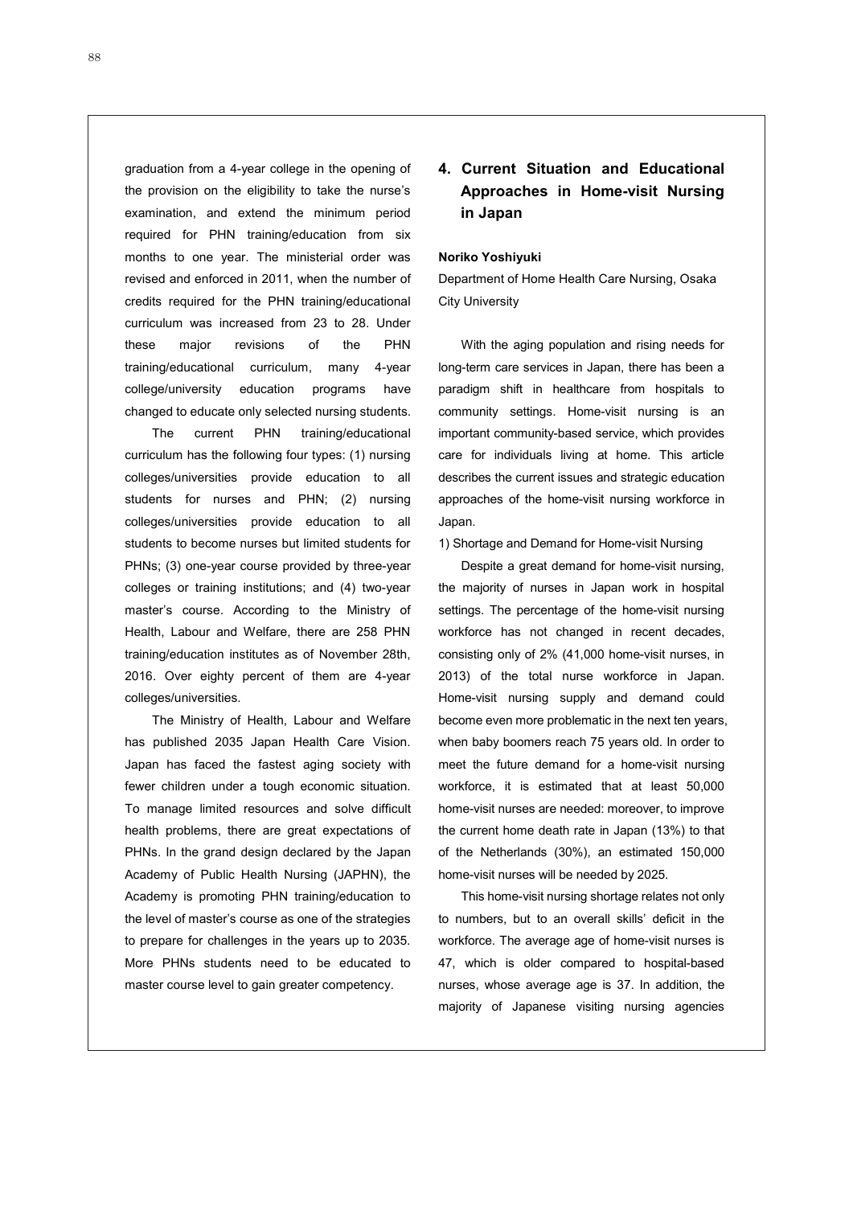graduation from a 4-year college in the opening of the provision on the eligibility to take the nurse's examination, and extend the minimum period required for PHN training/education from six months to one year. The ministerial order was revised and enforced in 2011, when the number of credits required for the PHN training/educational curriculum was increased from 23 to 28. Under these major revisions of the PHN training/educational curriculum, many 4-year college/university education programs have changed to educate only selected nursing students.

The current PHN training/educational curriculum has the following four types: (1) nursing colleges/universities provide education to all students for nurses and PHN; (2) nursing colleges/universities provide education to all students to become nurses but limited students for PHNs; (3) one-year course provided by three-year colleges or training institutions; and (4) two-year master's course. According to the Ministry of Health, Labour and Welfare, there are 258 PHN training/education institutes as of November 28th, 2016. Over eighty percent of them are 4-year colleges/universities.

The Ministry of Health, Labour and Welfare has published 2035 Japan Health Care Vision. Japan has faced the fastest aging society with fewer children under a tough economic situation. To manage limited resources and solve difficult health problems, there are great expectations of PHNs. In the grand design declared by the Japan Academy of Public Health Nursing (JAPHN), the Academy is promoting PHN training/education to the level of master's course as one of the strategies to prepare for challenges in the years up to 2035. More PHNs students need to be educated to master course level to gain greater competency.

## 4. Current Situation and Educational Approaches in Home-visit Nursing in Japan

**Noriko Yoshiyuki**

Department of Home Health Care Nursing, Osaka City University

With the aging population and rising needs for long-term care services in Japan, there has been a paradigm shift in healthcare from hospitals to community settings. Home-visit nursing is an important community-based service, which provides care for individuals living at home. This article describes the current issues and strategic education approaches of the home-visit nursing workforce in Japan.

1) Shortage and Demand for Home-visit Nursing

Despite a great demand for home-visit nursing, the majority of nurses in Japan work in hospital settings. The percentage of the home-visit nursing workforce has not changed in recent decades, consisting only of 2% (41,000 home-visit nurses, in 2013) of the total nurse workforce in Japan. Home-visit nursing supply and demand could become even more problematic in the next ten years, when baby boomers reach 75 years old. In order to meet the future demand for a home-visit nursing workforce, it is estimated that at least 50,000 home-visit nurses are needed: moreover, to improve the current home death rate in Japan (13%) to that of the Netherlands (30%), an estimated 150,000 home-visit nurses will be needed by 2025.

This home-visit nursing shortage relates not only to numbers, but to an overall skills' deficit in the workforce. The average age of home-visit nurses is 47, which is older compared to hospital-based nurses, whose average age is 37. In addition, the majority of Japanese visiting nursing agencies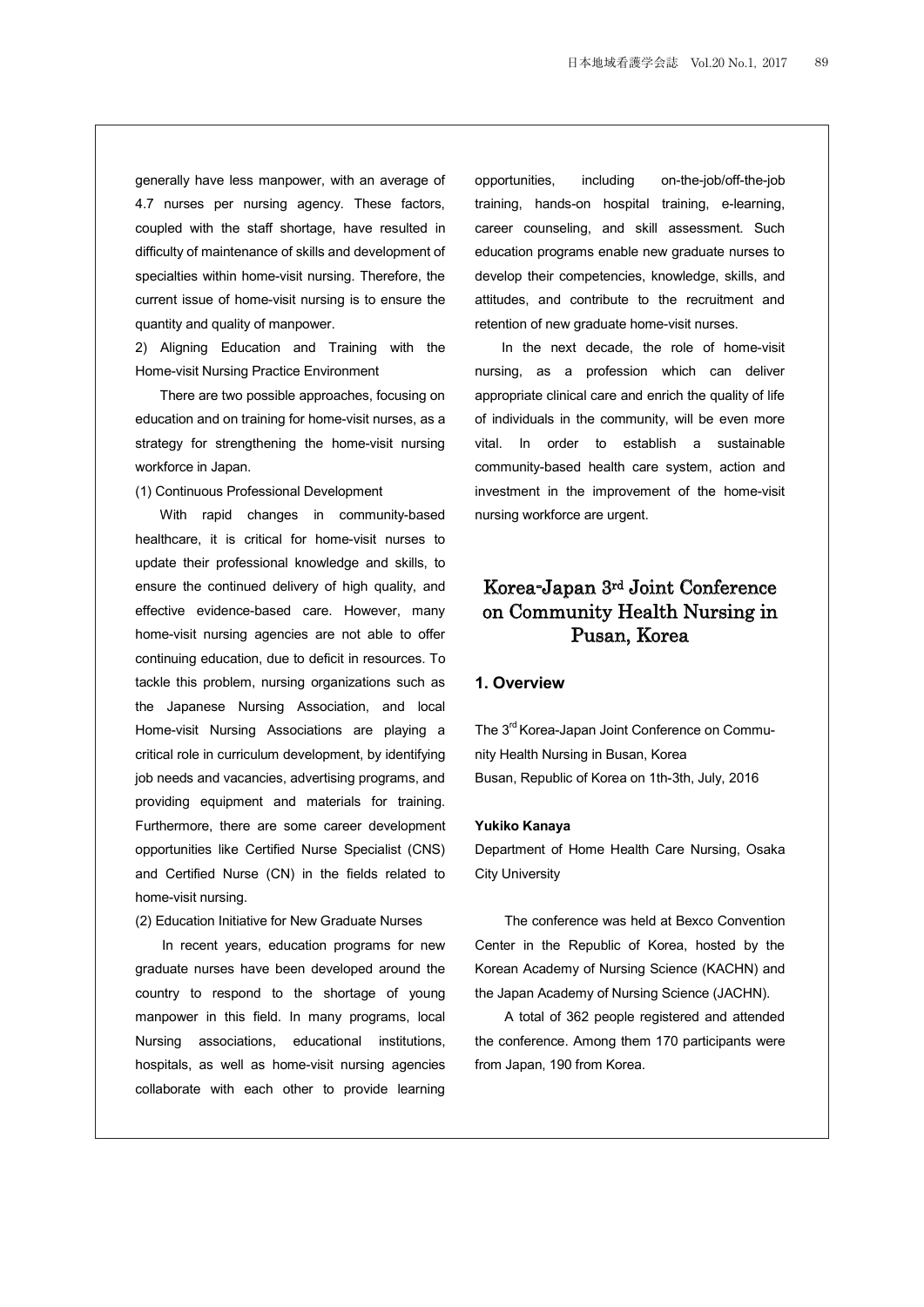generally have less manpower, with an average of 4.7 nurses per nursing agency. These factors, coupled with the staff shortage, have resulted in difficulty of maintenance of skills and development of specialties within home-visit nursing. Therefore, the current issue of home-visit nursing is to ensure the quantity and quality of manpower.

2) Aligning Education and Training with the Home-visit Nursing Practice Environment

There are two possible approaches, focusing on education and on training for home-visit nurses, as a strategy for strengthening the home-visit nursing workforce in Japan.

(1) Continuous Professional Development

With rapid changes in community-based healthcare, it is critical for home-visit nurses to update their professional knowledge and skills, to ensure the continued delivery of high quality, and effective evidence-based care. However, many home-visit nursing agencies are not able to offer continuing education, due to deficit in resources. To tackle this problem, nursing organizations such as the Japanese Nursing Association, and local Home-visit Nursing Associations are playing a critical role in curriculum development, by identifying job needs and vacancies, advertising programs, and providing equipment and materials for training. Furthermore, there are some career development opportunities like Certified Nurse Specialist (CNS) and Certified Nurse (CN) in the fields related to home-visit nursing.

(2) Education Initiative for New Graduate Nurses

In recent years, education programs for new graduate nurses have been developed around the country to respond to the shortage of young manpower in this field. In many programs, local Nursing associations, educational institutions, hospitals, as well as home-visit nursing agencies collaborate with each other to provide learning opportunities, including on-the-job/off-the-job training, hands-on hospital training, e-learning, career counseling, and skill assessment. Such education programs enable new graduate nurses to develop their competencies, knowledge, skills, and attitudes, and contribute to the recruitment and retention of new graduate home-visit nurses.

In the next decade, the role of home-visit nursing, as a profession which can deliver appropriate clinical care and enrich the quality of life of individuals in the community, will be even more vital. In order to establish a sustainable community-based health care system, action and investment in the improvement of the home-visit nursing workforce are urgent.

# Korea-Japan 3rd Joint Conference on Community Health Nursing in Pusan, Korea

## 1. Overview

The 3rd Korea-Japan Joint Conference on Community Health Nursing in Busan, Korea
Busan, Republic of Korea on 1th-3th, July, 2016

**Yukiko Kanaya**

Department of Home Health Care Nursing, Osaka City University

The conference was held at Bexco Convention Center in the Republic of Korea, hosted by the Korean Academy of Nursing Science (KACHN) and the Japan Academy of Nursing Science (JACHN).

A total of 362 people registered and attended the conference. Among them 170 participants were from Japan, 190 from Korea.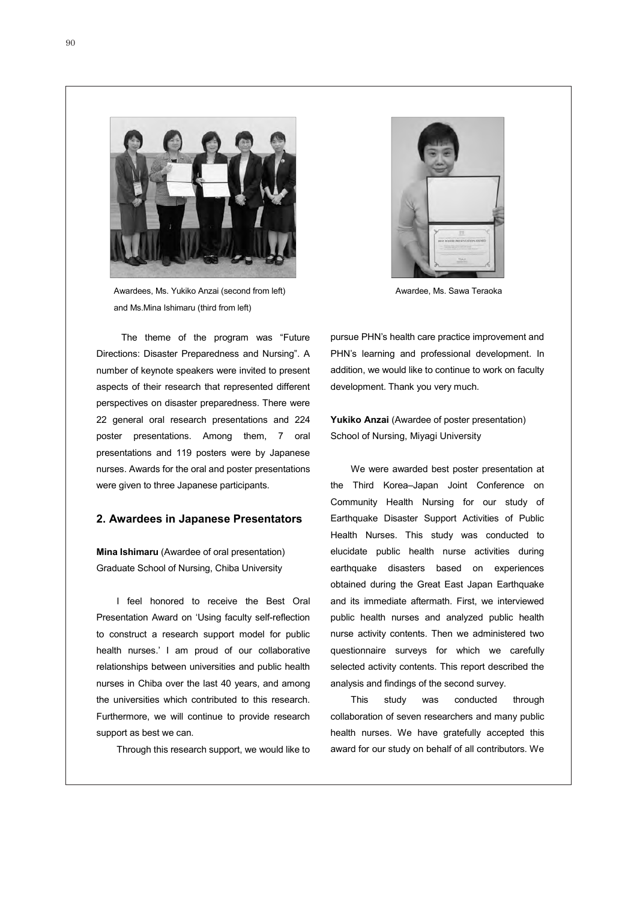Awardees, Ms. Yukiko Anzai (second from left) and Ms.Mina Ishimaru (third from left)

Awardee, Ms. Sawa Teraoka

The theme of the program was "Future Directions: Disaster Preparedness and Nursing". A number of keynote speakers were invited to present aspects of their research that represented different perspectives on disaster preparedness. There were 22 general oral research presentations and 224 poster presentations. Among them, 7 oral presentations and 119 posters were by Japanese nurses. Awards for the oral and poster presentations were given to three Japanese participants.

## 2. Awardees in Japanese Presentators

**Mina Ishimaru** (Awardee of oral presentation)
Graduate School of Nursing, Chiba University

I feel honored to receive the Best Oral Presentation Award on 'Using faculty self-reflection to construct a research support model for public health nurses.' I am proud of our collaborative relationships between universities and public health nurses in Chiba over the last 40 years, and among the universities which contributed to this research. Furthermore, we will continue to provide research support as best we can.

Through this research support, we would like to pursue PHN's health care practice improvement and PHN's learning and professional development. In addition, we would like to continue to work on faculty development. Thank you very much.

**Yukiko Anzai** (Awardee of poster presentation)
School of Nursing, Miyagi University

We were awarded best poster presentation at the Third Korea–Japan Joint Conference on Community Health Nursing for our study of Earthquake Disaster Support Activities of Public Health Nurses. This study was conducted to elucidate public health nurse activities during earthquake disasters based on experiences obtained during the Great East Japan Earthquake and its immediate aftermath. First, we interviewed public health nurses and analyzed public health nurse activity contents. Then we administered two questionnaire surveys for which we carefully selected activity contents. This report described the analysis and findings of the second survey.

This study was conducted through collaboration of seven researchers and many public health nurses. We have gratefully accepted this award for our study on behalf of all contributors. We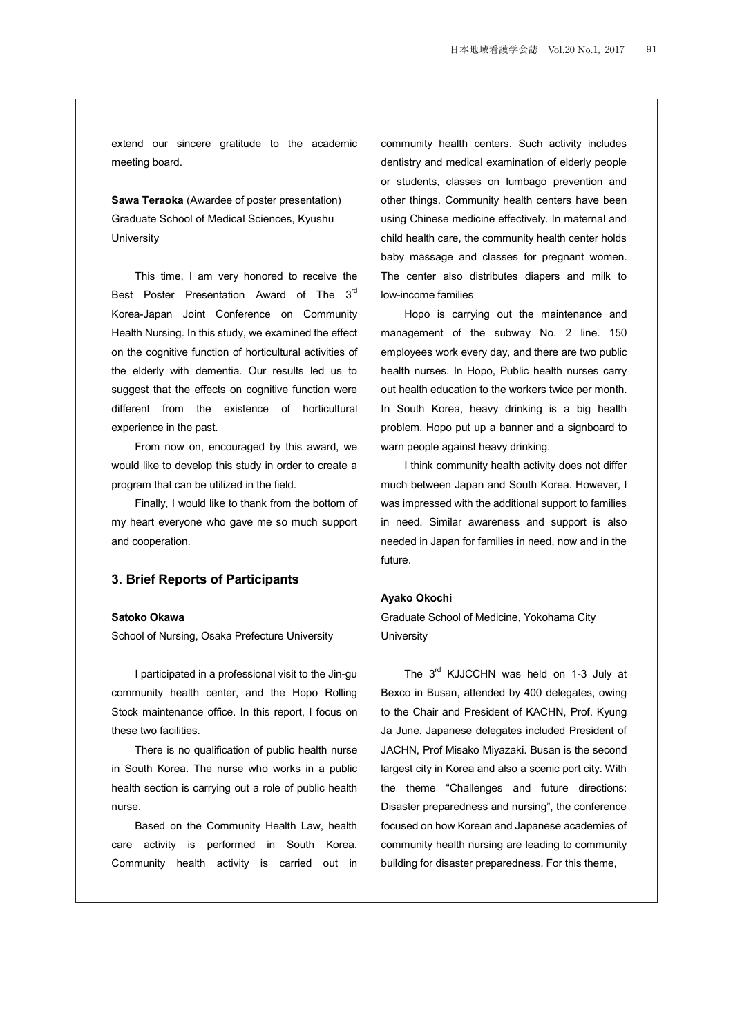extend our sincere gratitude to the academic meeting board.

**Sawa Teraoka** (Awardee of poster presentation)
Graduate School of Medical Sciences, Kyushu University

This time, I am very honored to receive the Best Poster Presentation Award of The 3rd Korea-Japan Joint Conference on Community Health Nursing. In this study, we examined the effect on the cognitive function of horticultural activities of the elderly with dementia. Our results led us to suggest that the effects on cognitive function were different from the existence of horticultural experience in the past.

From now on, encouraged by this award, we would like to develop this study in order to create a program that can be utilized in the field.

Finally, I would like to thank from the bottom of my heart everyone who gave me so much support and cooperation.

## 3. Brief Reports of Participants

**Satoko Okawa**
School of Nursing, Osaka Prefecture University

I participated in a professional visit to the Jin-gu community health center, and the Hopo Rolling Stock maintenance office. In this report, I focus on these two facilities.

There is no qualification of public health nurse in South Korea. The nurse who works in a public health section is carrying out a role of public health nurse.

Based on the Community Health Law, health care activity is performed in South Korea. Community health activity is carried out in community health centers. Such activity includes dentistry and medical examination of elderly people or students, classes on lumbago prevention and other things. Community health centers have been using Chinese medicine effectively. In maternal and child health care, the community health center holds baby massage and classes for pregnant women. The center also distributes diapers and milk to low-income families

Hopo is carrying out the maintenance and management of the subway No. 2 line. 150 employees work every day, and there are two public health nurses. In Hopo, Public health nurses carry out health education to the workers twice per month. In South Korea, heavy drinking is a big health problem. Hopo put up a banner and a signboard to warn people against heavy drinking.

I think community health activity does not differ much between Japan and South Korea. However, I was impressed with the additional support to families in need. Similar awareness and support is also needed in Japan for families in need, now and in the future.

**Ayako Okochi**
Graduate School of Medicine, Yokohama City University

The 3rd KJJCCHN was held on 1-3 July at Bexco in Busan, attended by 400 delegates, owing to the Chair and President of KACHN, Prof. Kyung Ja June. Japanese delegates included President of JACHN, Prof Misako Miyazaki. Busan is the second largest city in Korea and also a scenic port city. With the theme "Challenges and future directions: Disaster preparedness and nursing", the conference focused on how Korean and Japanese academies of community health nursing are leading to community building for disaster preparedness. For this theme,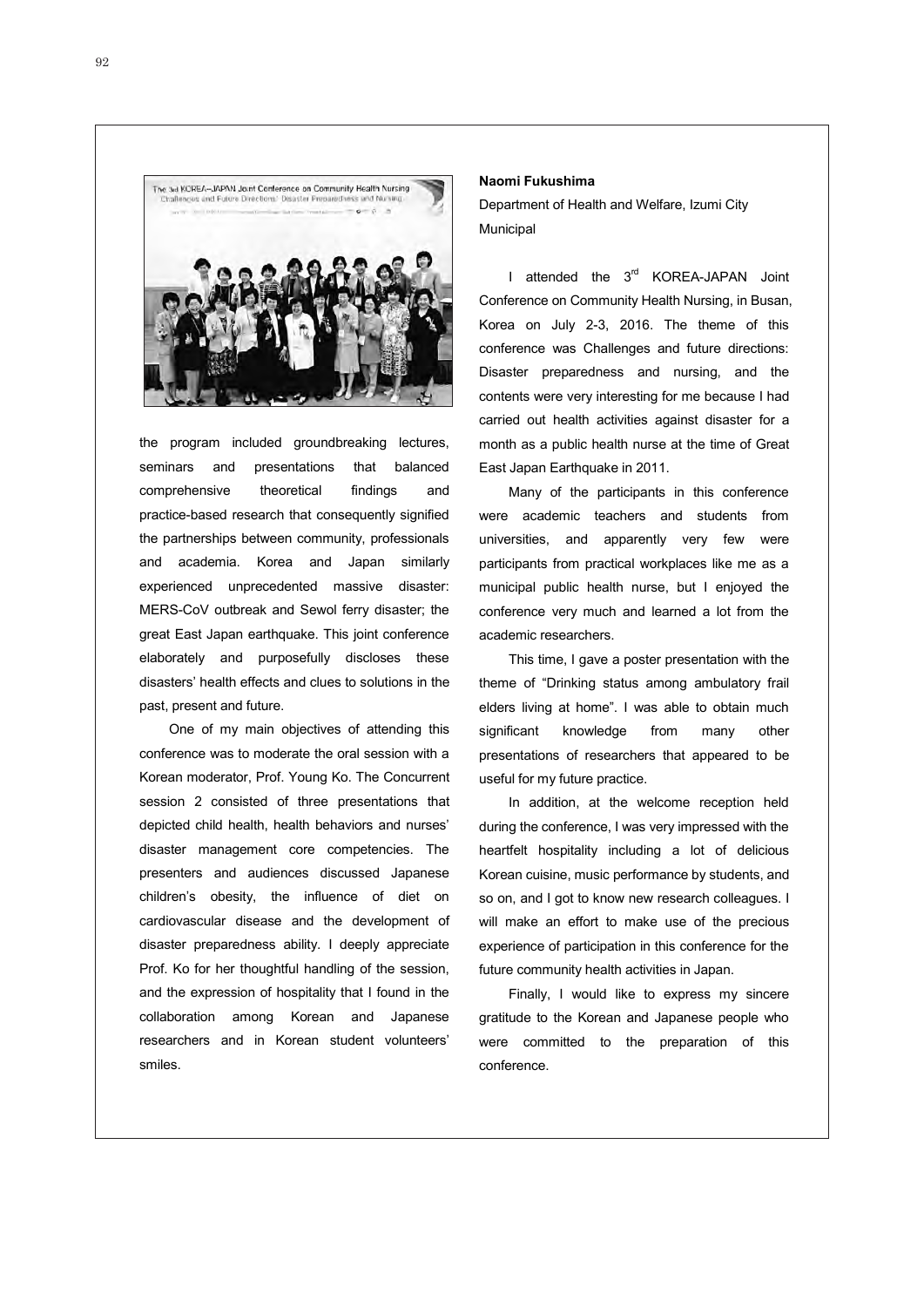the program included groundbreaking lectures, seminars and presentations that balanced comprehensive theoretical findings and practice-based research that consequently signified the partnerships between community, professionals and academia. Korea and Japan similarly experienced unprecedented massive disaster: MERS-CoV outbreak and Sewol ferry disaster; the great East Japan earthquake. This joint conference elaborately and purposefully discloses these disasters' health effects and clues to solutions in the past, present and future.

One of my main objectives of attending this conference was to moderate the oral session with a Korean moderator, Prof. Young Ko. The Concurrent session 2 consisted of three presentations that depicted child health, health behaviors and nurses' disaster management core competencies. The presenters and audiences discussed Japanese children's obesity, the influence of diet on cardiovascular disease and the development of disaster preparedness ability. I deeply appreciate Prof. Ko for her thoughtful handling of the session, and the expression of hospitality that I found in the collaboration among Korean and Japanese researchers and in Korean student volunteers' smiles.

**Naomi Fukushima**

Department of Health and Welfare, Izumi City Municipal

I attended the 3rd KOREA-JAPAN Joint Conference on Community Health Nursing, in Busan, Korea on July 2-3, 2016. The theme of this conference was Challenges and future directions: Disaster preparedness and nursing, and the contents were very interesting for me because I had carried out health activities against disaster for a month as a public health nurse at the time of Great East Japan Earthquake in 2011.

Many of the participants in this conference were academic teachers and students from universities, and apparently very few were participants from practical workplaces like me as a municipal public health nurse, but I enjoyed the conference very much and learned a lot from the academic researchers.

This time, I gave a poster presentation with the theme of "Drinking status among ambulatory frail elders living at home". I was able to obtain much significant knowledge from many other presentations of researchers that appeared to be useful for my future practice.

In addition, at the welcome reception held during the conference, I was very impressed with the heartfelt hospitality including a lot of delicious Korean cuisine, music performance by students, and so on, and I got to know new research colleagues. I will make an effort to make use of the precious experience of participation in this conference for the future community health activities in Japan.

Finally, I would like to express my sincere gratitude to the Korean and Japanese people who were committed to the preparation of this conference.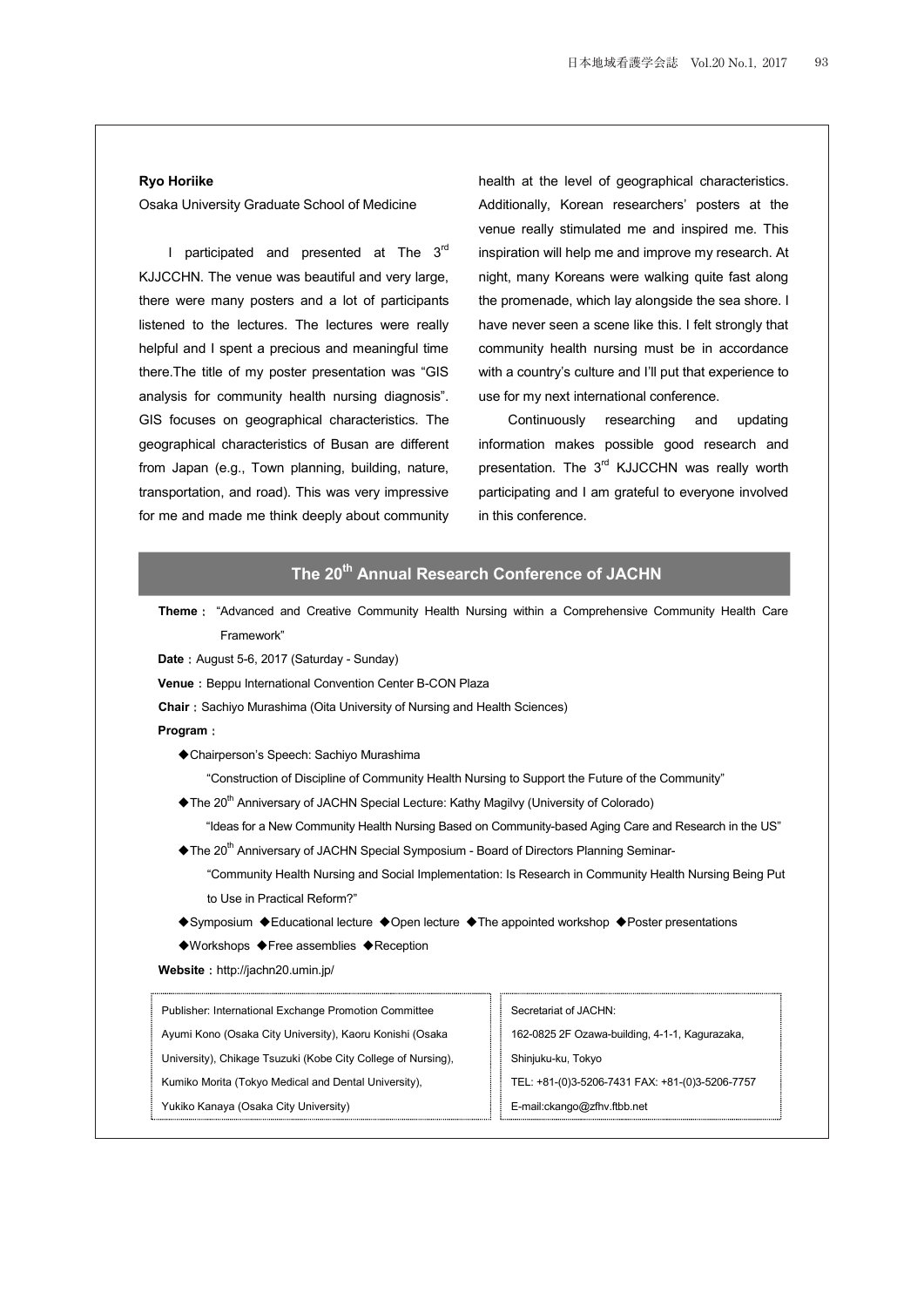**Ryo Horiike**

Osaka University Graduate School of Medicine

I participated and presented at The 3rd KJJCCHN. The venue was beautiful and very large, there were many posters and a lot of participants listened to the lectures. The lectures were really helpful and I spent a precious and meaningful time there.The title of my poster presentation was "GIS analysis for community health nursing diagnosis". GIS focuses on geographical characteristics. The geographical characteristics of Busan are different from Japan (e.g., Town planning, building, nature, transportation, and road). This was very impressive for me and made me think deeply about community health at the level of geographical characteristics. Additionally, Korean researchers' posters at the venue really stimulated me and inspired me. This inspiration will help me and improve my research. At night, many Koreans were walking quite fast along the promenade, which lay alongside the sea shore. I have never seen a scene like this. I felt strongly that community health nursing must be in accordance with a country's culture and I'll put that experience to use for my next international conference.

Continuously researching and updating information makes possible good research and presentation. The 3rd KJJCCHN was really worth participating and I am grateful to everyone involved in this conference.

## The 20th Annual Research Conference of JACHN

**Theme**： "Advanced and Creative Community Health Nursing within a Comprehensive Community Health Care Framework"

**Date**：August 5-6, 2017 (Saturday - Sunday)

**Venue**：Beppu International Convention Center B-CON Plaza

**Chair**：Sachiyo Murashima (Oita University of Nursing and Health Sciences)

**Program**：

◆Chairperson's Speech: Sachiyo Murashima

"Construction of Discipline of Community Health Nursing to Support the Future of the Community"

◆The 20th Anniversary of JACHN Special Lecture: Kathy Magilvy (University of Colorado)

"Ideas for a New Community Health Nursing Based on Community-based Aging Care and Research in the US"

◆The 20th Anniversary of JACHN Special Symposium - Board of Directors Planning Seminar-

"Community Health Nursing and Social Implementation: Is Research in Community Health Nursing Being Put to Use in Practical Reform?"

◆Symposium ◆Educational lecture ◆Open lecture ◆The appointed workshop ◆Poster presentations

◆Workshops ◆Free assemblies ◆Reception

**Website**：http://jachn20.umin.jp/

Publisher: International Exchange Promotion Committee
Ayumi Kono (Osaka City University), Kaoru Konishi (Osaka University), Chikage Tsuzuki (Kobe City College of Nursing), Kumiko Morita (Tokyo Medical and Dental University), Yukiko Kanaya (Osaka City University)

Secretariat of JACHN:
162-0825 2F Ozawa-building, 4-1-1, Kagurazaka, Shinjuku-ku, Tokyo
TEL: +81-(0)3-5206-7431 FAX: +81-(0)3-5206-7757
E-mail:ckango@zfhv.ftbb.net